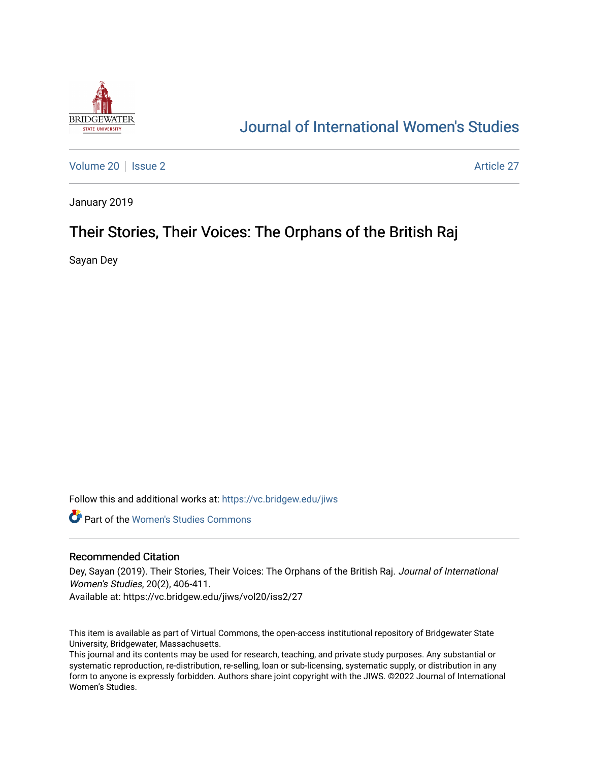Journal of International Women's Studies

Volume 20 | Issue 2 | Article 27

January 2019

# Their Stories, Their Voices: The Orphans of the British Raj

Sayan Dey

Follow this and additional works at: https://vc.bridgew.edu/jiws

Part of the Women's Studies Commons

## Recommended Citation

Dey, Sayan (2019). Their Stories, Their Voices: The Orphans of the British Raj. *Journal of International Women's Studies*, 20(2), 406-411.
Available at: https://vc.bridgew.edu/jiws/vol20/iss2/27

This item is available as part of Virtual Commons, the open-access institutional repository of Bridgewater State University, Bridgewater, Massachusetts.
This journal and its contents may be used for research, teaching, and private study purposes. Any substantial or systematic reproduction, re-distribution, re-selling, loan or sub-licensing, systematic supply, or distribution in any form to anyone is expressly forbidden. Authors share joint copyright with the JIWS. ©2022 Journal of International Women's Studies.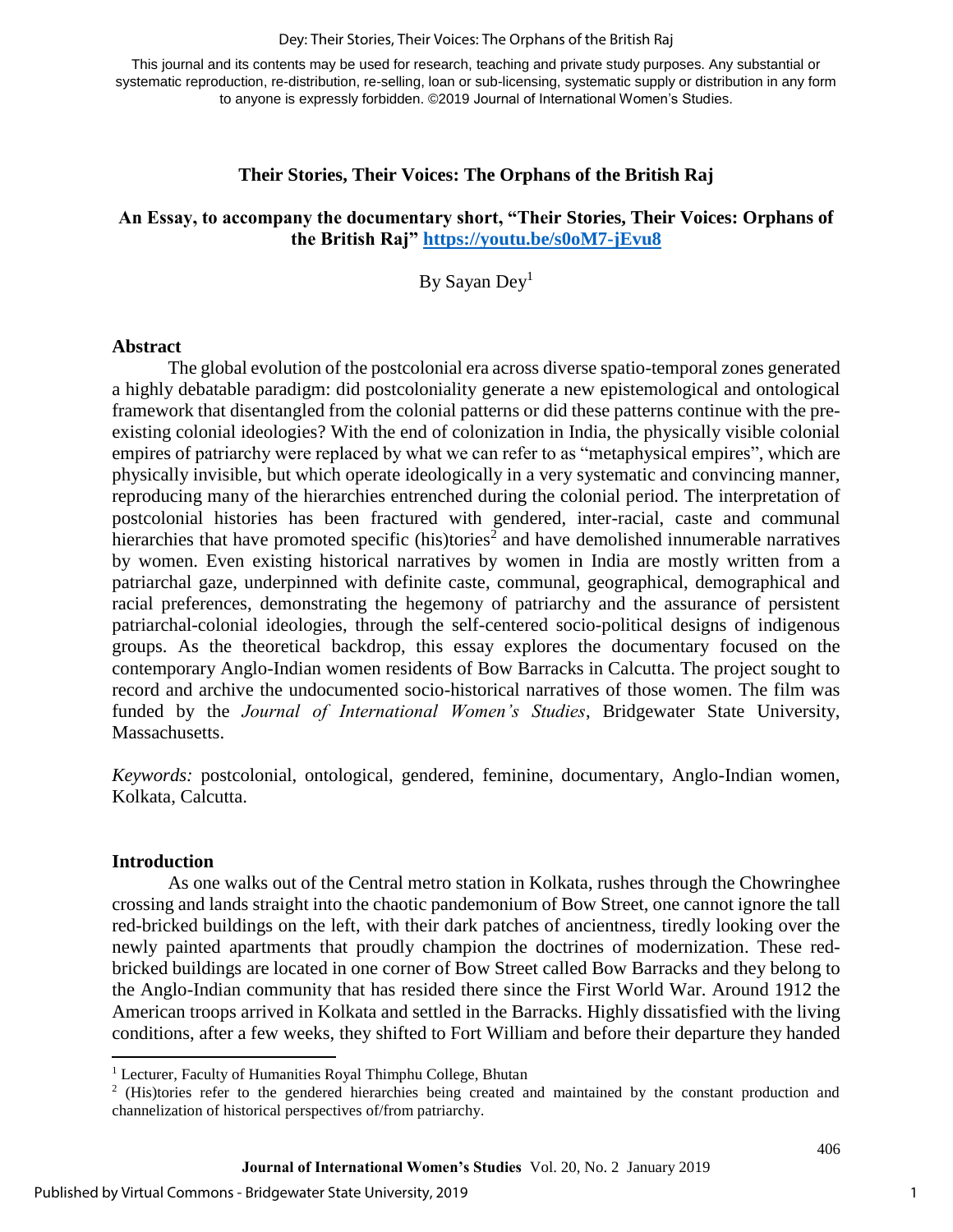This journal and its contents may be used for research, teaching and private study purposes. Any substantial or systematic reproduction, re-distribution, re-selling, loan or sub-licensing, systematic supply or distribution in any form to anyone is expressly forbidden. ©2019 Journal of International Women's Studies.

## Their Stories, Their Voices: The Orphans of the British Raj

### An Essay, to accompany the documentary short, "Their Stories, Their Voices: Orphans of the British Raj" https://youtu.be/s0oM7-jEvu8

By Sayan Dey[1]

### Abstract

The global evolution of the postcolonial era across diverse spatio-temporal zones generated a highly debatable paradigm: did postcoloniality generate a new epistemological and ontological framework that disentangled from the colonial patterns or did these patterns continue with the pre-existing colonial ideologies? With the end of colonization in India, the physically visible colonial empires of patriarchy were replaced by what we can refer to as "metaphysical empires", which are physically invisible, but which operate ideologically in a very systematic and convincing manner, reproducing many of the hierarchies entrenched during the colonial period. The interpretation of postcolonial histories has been fractured with gendered, inter-racial, caste and communal hierarchies that have promoted specific (his)tories[2] and have demolished innumerable narratives by women. Even existing historical narratives by women in India are mostly written from a patriarchal gaze, underpinned with definite caste, communal, geographical, demographical and racial preferences, demonstrating the hegemony of patriarchy and the assurance of persistent patriarchal-colonial ideologies, through the self-centered socio-political designs of indigenous groups. As the theoretical backdrop, this essay explores the documentary focused on the contemporary Anglo-Indian women residents of Bow Barracks in Calcutta. The project sought to record and archive the undocumented socio-historical narratives of those women. The film was funded by the *Journal of International Women's Studies*, Bridgewater State University, Massachusetts.

*Keywords:* postcolonial, ontological, gendered, feminine, documentary, Anglo-Indian women, Kolkata, Calcutta.

### Introduction

As one walks out of the Central metro station in Kolkata, rushes through the Chowringhee crossing and lands straight into the chaotic pandemonium of Bow Street, one cannot ignore the tall red-bricked buildings on the left, with their dark patches of ancientness, tiredly looking over the newly painted apartments that proudly champion the doctrines of modernization. These red-bricked buildings are located in one corner of Bow Street called Bow Barracks and they belong to the Anglo-Indian community that has resided there since the First World War. Around 1912 the American troops arrived in Kolkata and settled in the Barracks. Highly dissatisfied with the living conditions, after a few weeks, they shifted to Fort William and before their departure they handed

[1] Lecturer, Faculty of Humanities Royal Thimphu College, Bhutan

[2] (His)tories refer to the gendered hierarchies being created and maintained by the constant production and channelization of historical perspectives of/from patriarchy.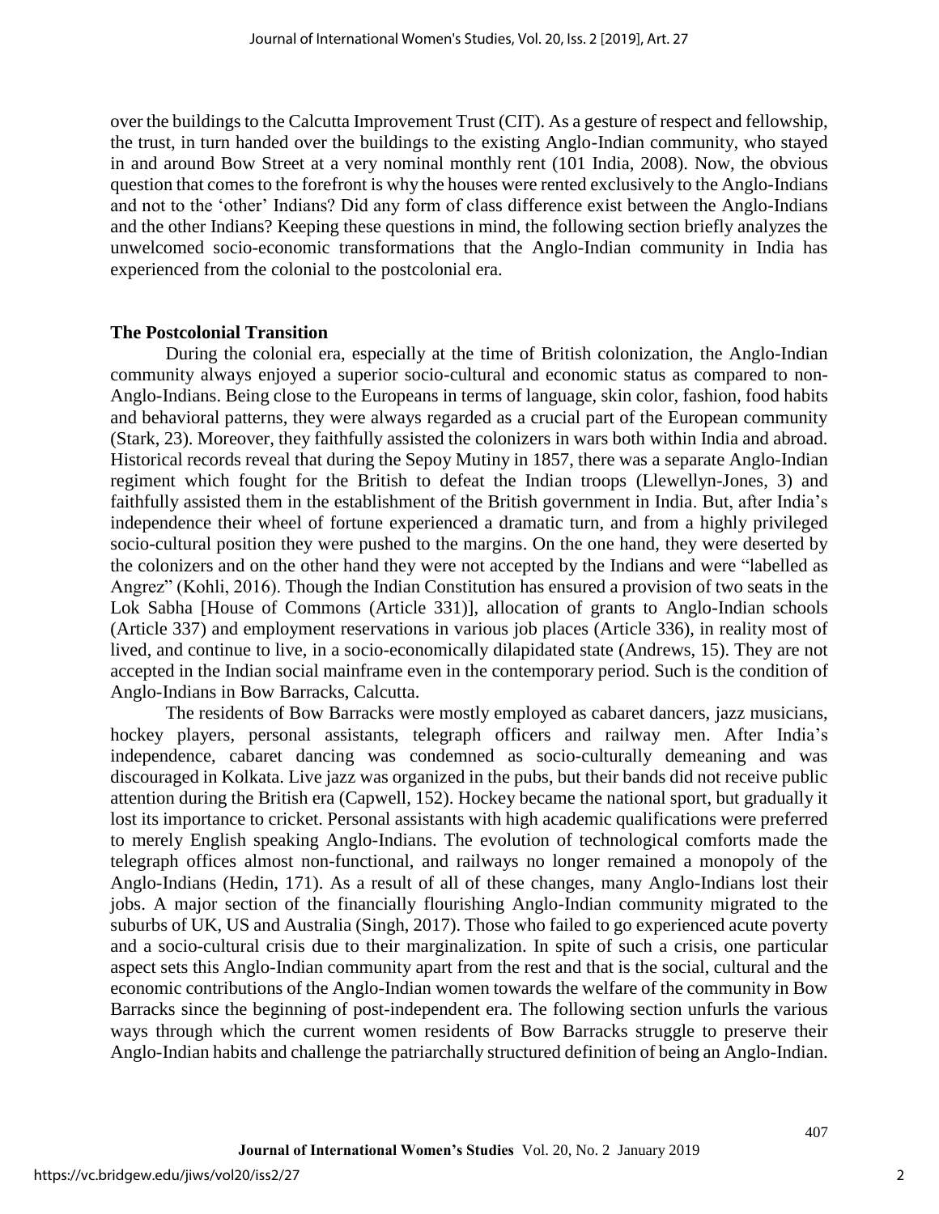over the buildings to the Calcutta Improvement Trust (CIT). As a gesture of respect and fellowship, the trust, in turn handed over the buildings to the existing Anglo-Indian community, who stayed in and around Bow Street at a very nominal monthly rent (101 India, 2008). Now, the obvious question that comes to the forefront is why the houses were rented exclusively to the Anglo-Indians and not to the 'other' Indians? Did any form of class difference exist between the Anglo-Indians and the other Indians? Keeping these questions in mind, the following section briefly analyzes the unwelcomed socio-economic transformations that the Anglo-Indian community in India has experienced from the colonial to the postcolonial era.

## The Postcolonial Transition

During the colonial era, especially at the time of British colonization, the Anglo-Indian community always enjoyed a superior socio-cultural and economic status as compared to non-Anglo-Indians. Being close to the Europeans in terms of language, skin color, fashion, food habits and behavioral patterns, they were always regarded as a crucial part of the European community (Stark, 23). Moreover, they faithfully assisted the colonizers in wars both within India and abroad. Historical records reveal that during the Sepoy Mutiny in 1857, there was a separate Anglo-Indian regiment which fought for the British to defeat the Indian troops (Llewellyn-Jones, 3) and faithfully assisted them in the establishment of the British government in India. But, after India's independence their wheel of fortune experienced a dramatic turn, and from a highly privileged socio-cultural position they were pushed to the margins. On the one hand, they were deserted by the colonizers and on the other hand they were not accepted by the Indians and were "labelled as Angrez" (Kohli, 2016). Though the Indian Constitution has ensured a provision of two seats in the Lok Sabha [House of Commons (Article 331)], allocation of grants to Anglo-Indian schools (Article 337) and employment reservations in various job places (Article 336), in reality most of lived, and continue to live, in a socio-economically dilapidated state (Andrews, 15). They are not accepted in the Indian social mainframe even in the contemporary period. Such is the condition of Anglo-Indians in Bow Barracks, Calcutta.

The residents of Bow Barracks were mostly employed as cabaret dancers, jazz musicians, hockey players, personal assistants, telegraph officers and railway men. After India's independence, cabaret dancing was condemned as socio-culturally demeaning and was discouraged in Kolkata. Live jazz was organized in the pubs, but their bands did not receive public attention during the British era (Capwell, 152). Hockey became the national sport, but gradually it lost its importance to cricket. Personal assistants with high academic qualifications were preferred to merely English speaking Anglo-Indians. The evolution of technological comforts made the telegraph offices almost non-functional, and railways no longer remained a monopoly of the Anglo-Indians (Hedin, 171). As a result of all of these changes, many Anglo-Indians lost their jobs. A major section of the financially flourishing Anglo-Indian community migrated to the suburbs of UK, US and Australia (Singh, 2017). Those who failed to go experienced acute poverty and a socio-cultural crisis due to their marginalization. In spite of such a crisis, one particular aspect sets this Anglo-Indian community apart from the rest and that is the social, cultural and the economic contributions of the Anglo-Indian women towards the welfare of the community in Bow Barracks since the beginning of post-independent era. The following section unfurls the various ways through which the current women residents of Bow Barracks struggle to preserve their Anglo-Indian habits and challenge the patriarchally structured definition of being an Anglo-Indian.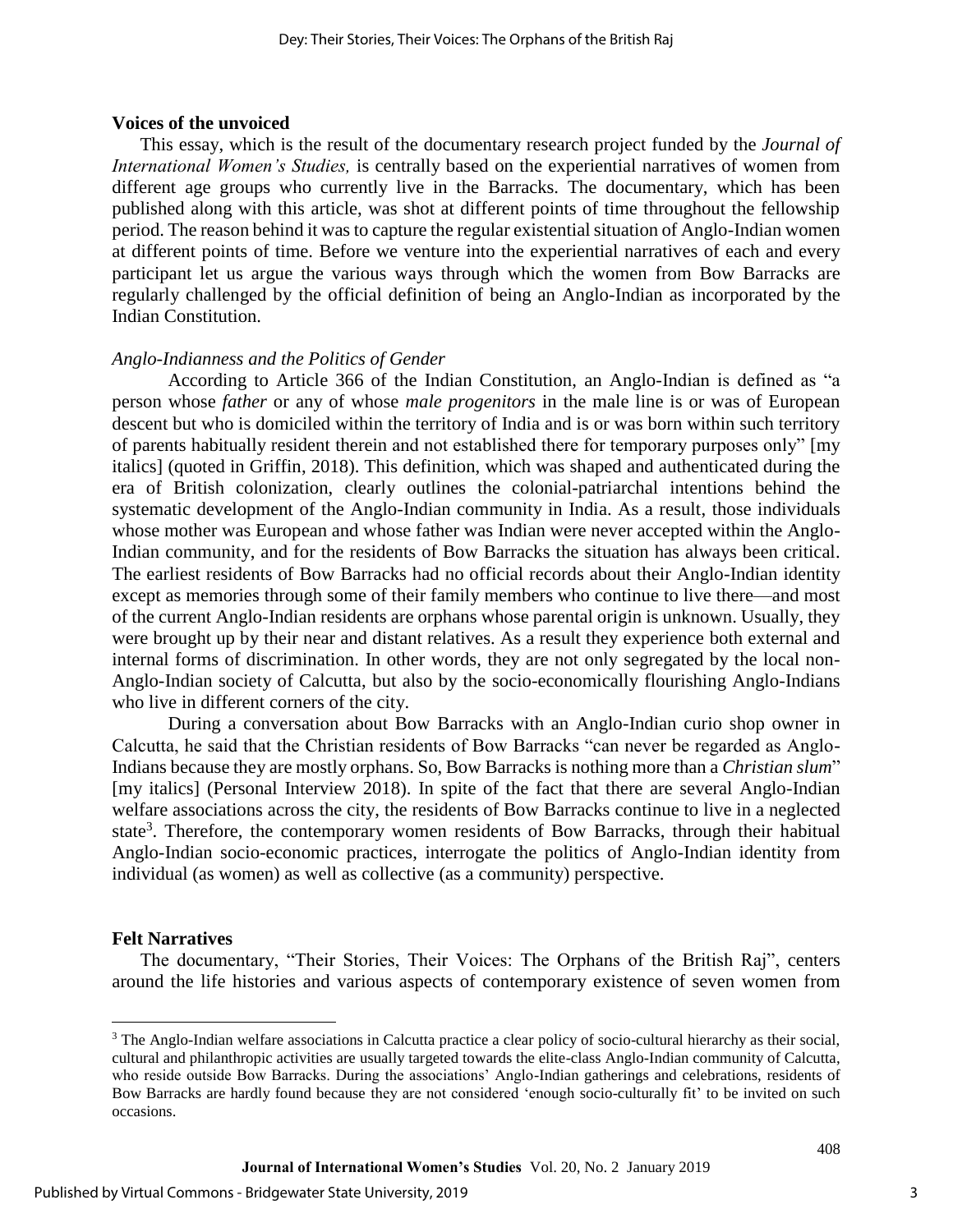## Voices of the unvoiced

This essay, which is the result of the documentary research project funded by the *Journal of International Women's Studies,* is centrally based on the experiential narratives of women from different age groups who currently live in the Barracks. The documentary, which has been published along with this article, was shot at different points of time throughout the fellowship period. The reason behind it was to capture the regular existential situation of Anglo-Indian women at different points of time. Before we venture into the experiential narratives of each and every participant let us argue the various ways through which the women from Bow Barracks are regularly challenged by the official definition of being an Anglo-Indian as incorporated by the Indian Constitution.

### *Anglo-Indianness and the Politics of Gender*

According to Article 366 of the Indian Constitution, an Anglo-Indian is defined as "a person whose *father* or any of whose *male progenitors* in the male line is or was of European descent but who is domiciled within the territory of India and is or was born within such territory of parents habitually resident therein and not established there for temporary purposes only" [my italics] (quoted in Griffin, 2018). This definition, which was shaped and authenticated during the era of British colonization, clearly outlines the colonial-patriarchal intentions behind the systematic development of the Anglo-Indian community in India. As a result, those individuals whose mother was European and whose father was Indian were never accepted within the Anglo-Indian community, and for the residents of Bow Barracks the situation has always been critical. The earliest residents of Bow Barracks had no official records about their Anglo-Indian identity except as memories through some of their family members who continue to live there—and most of the current Anglo-Indian residents are orphans whose parental origin is unknown. Usually, they were brought up by their near and distant relatives. As a result they experience both external and internal forms of discrimination. In other words, they are not only segregated by the local non-Anglo-Indian society of Calcutta, but also by the socio-economically flourishing Anglo-Indians who live in different corners of the city.

During a conversation about Bow Barracks with an Anglo-Indian curio shop owner in Calcutta, he said that the Christian residents of Bow Barracks "can never be regarded as Anglo-Indians because they are mostly orphans. So, Bow Barracks is nothing more than a *Christian slum*" [my italics] (Personal Interview 2018). In spite of the fact that there are several Anglo-Indian welfare associations across the city, the residents of Bow Barracks continue to live in a neglected state[3]. Therefore, the contemporary women residents of Bow Barracks, through their habitual Anglo-Indian socio-economic practices, interrogate the politics of Anglo-Indian identity from individual (as women) as well as collective (as a community) perspective.

## Felt Narratives

The documentary, "Their Stories, Their Voices: The Orphans of the British Raj", centers around the life histories and various aspects of contemporary existence of seven women from

[3] The Anglo-Indian welfare associations in Calcutta practice a clear policy of socio-cultural hierarchy as their social, cultural and philanthropic activities are usually targeted towards the elite-class Anglo-Indian community of Calcutta, who reside outside Bow Barracks. During the associations' Anglo-Indian gatherings and celebrations, residents of Bow Barracks are hardly found because they are not considered 'enough socio-culturally fit' to be invited on such occasions.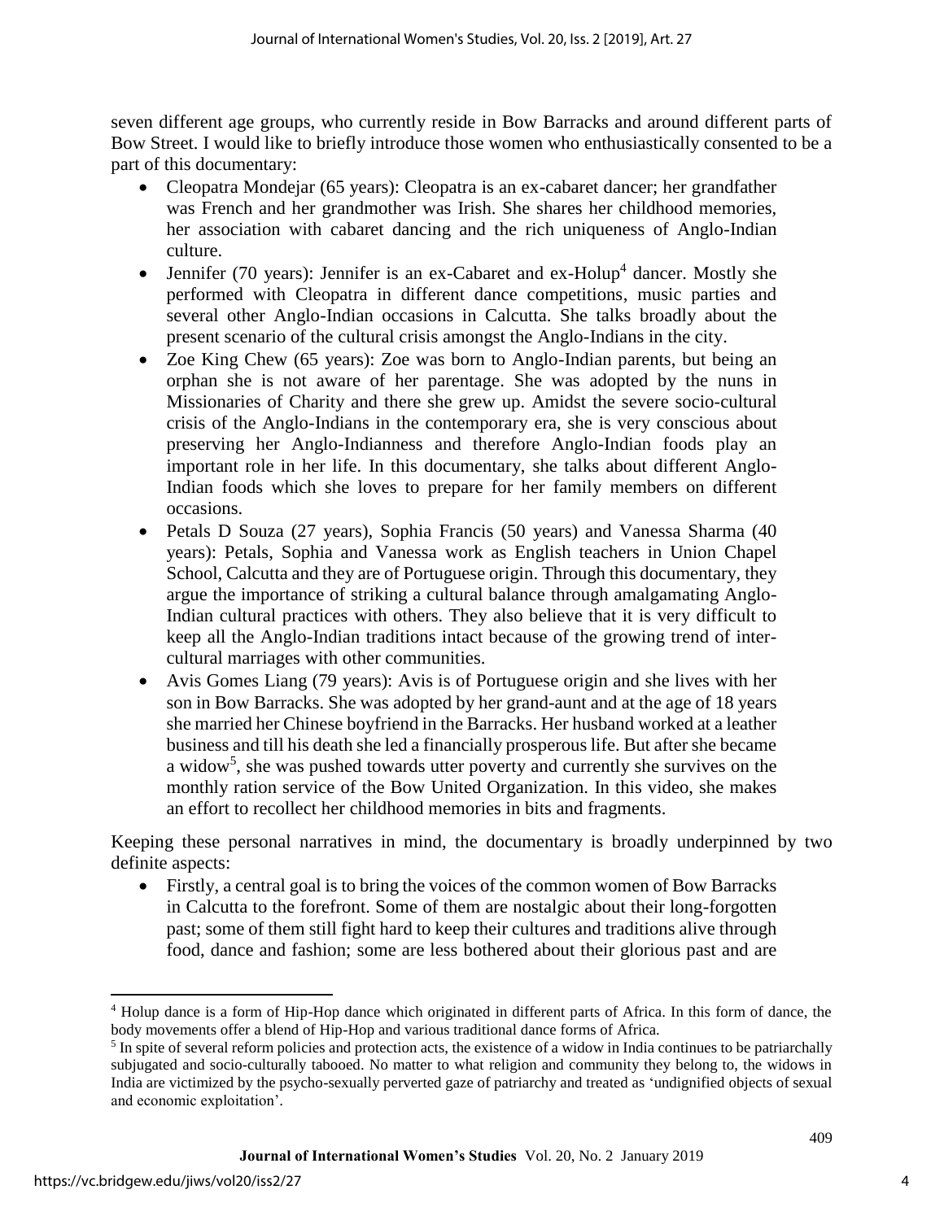seven different age groups, who currently reside in Bow Barracks and around different parts of Bow Street. I would like to briefly introduce those women who enthusiastically consented to be a part of this documentary:

- Cleopatra Mondejar (65 years): Cleopatra is an ex-cabaret dancer; her grandfather was French and her grandmother was Irish. She shares her childhood memories, her association with cabaret dancing and the rich uniqueness of Anglo-Indian culture.
- Jennifer (70 years): Jennifer is an ex-Cabaret and ex-Holup[4] dancer. Mostly she performed with Cleopatra in different dance competitions, music parties and several other Anglo-Indian occasions in Calcutta. She talks broadly about the present scenario of the cultural crisis amongst the Anglo-Indians in the city.
- Zoe King Chew (65 years): Zoe was born to Anglo-Indian parents, but being an orphan she is not aware of her parentage. She was adopted by the nuns in Missionaries of Charity and there she grew up. Amidst the severe socio-cultural crisis of the Anglo-Indians in the contemporary era, she is very conscious about preserving her Anglo-Indianness and therefore Anglo-Indian foods play an important role in her life. In this documentary, she talks about different Anglo-Indian foods which she loves to prepare for her family members on different occasions.
- Petals D Souza (27 years), Sophia Francis (50 years) and Vanessa Sharma (40 years): Petals, Sophia and Vanessa work as English teachers in Union Chapel School, Calcutta and they are of Portuguese origin. Through this documentary, they argue the importance of striking a cultural balance through amalgamating Anglo-Indian cultural practices with others. They also believe that it is very difficult to keep all the Anglo-Indian traditions intact because of the growing trend of inter-cultural marriages with other communities.
- Avis Gomes Liang (79 years): Avis is of Portuguese origin and she lives with her son in Bow Barracks. She was adopted by her grand-aunt and at the age of 18 years she married her Chinese boyfriend in the Barracks. Her husband worked at a leather business and till his death she led a financially prosperous life. But after she became a widow[5], she was pushed towards utter poverty and currently she survives on the monthly ration service of the Bow United Organization. In this video, she makes an effort to recollect her childhood memories in bits and fragments.

Keeping these personal narratives in mind, the documentary is broadly underpinned by two definite aspects:

- Firstly, a central goal is to bring the voices of the common women of Bow Barracks in Calcutta to the forefront. Some of them are nostalgic about their long-forgotten past; some of them still fight hard to keep their cultures and traditions alive through food, dance and fashion; some are less bothered about their glorious past and are

---

[4] Holup dance is a form of Hip-Hop dance which originated in different parts of Africa. In this form of dance, the body movements offer a blend of Hip-Hop and various traditional dance forms of Africa.

[5] In spite of several reform policies and protection acts, the existence of a widow in India continues to be patriarchally subjugated and socio-culturally tabooed. No matter to what religion and community they belong to, the widows in India are victimized by the psycho-sexually perverted gaze of patriarchy and treated as 'undignified objects of sexual and economic exploitation'.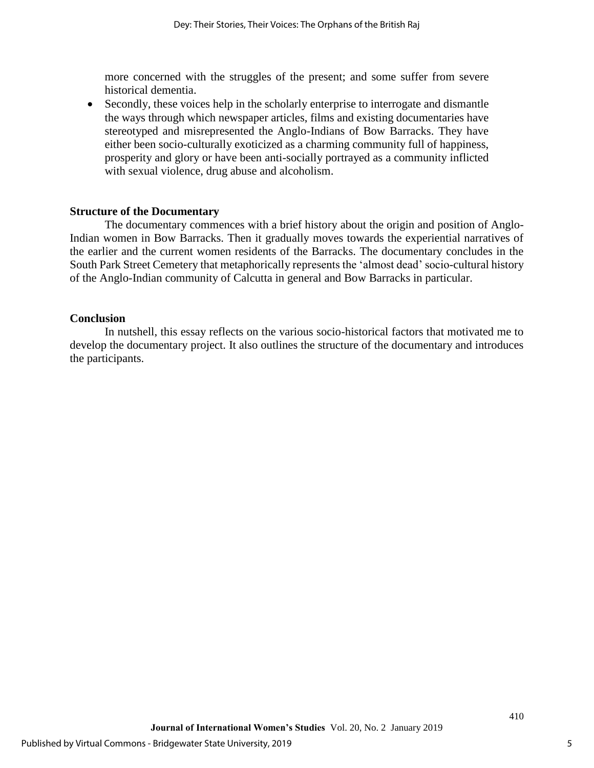more concerned with the struggles of the present; and some suffer from severe historical dementia.

- Secondly, these voices help in the scholarly enterprise to interrogate and dismantle the ways through which newspaper articles, films and existing documentaries have stereotyped and misrepresented the Anglo-Indians of Bow Barracks. They have either been socio-culturally exoticized as a charming community full of happiness, prosperity and glory or have been anti-socially portrayed as a community inflicted with sexual violence, drug abuse and alcoholism.

**Structure of the Documentary**

The documentary commences with a brief history about the origin and position of Anglo-Indian women in Bow Barracks. Then it gradually moves towards the experiential narratives of the earlier and the current women residents of the Barracks. The documentary concludes in the South Park Street Cemetery that metaphorically represents the 'almost dead' socio-cultural history of the Anglo-Indian community of Calcutta in general and Bow Barracks in particular.

**Conclusion**

In nutshell, this essay reflects on the various socio-historical factors that motivated me to develop the documentary project. It also outlines the structure of the documentary and introduces the participants.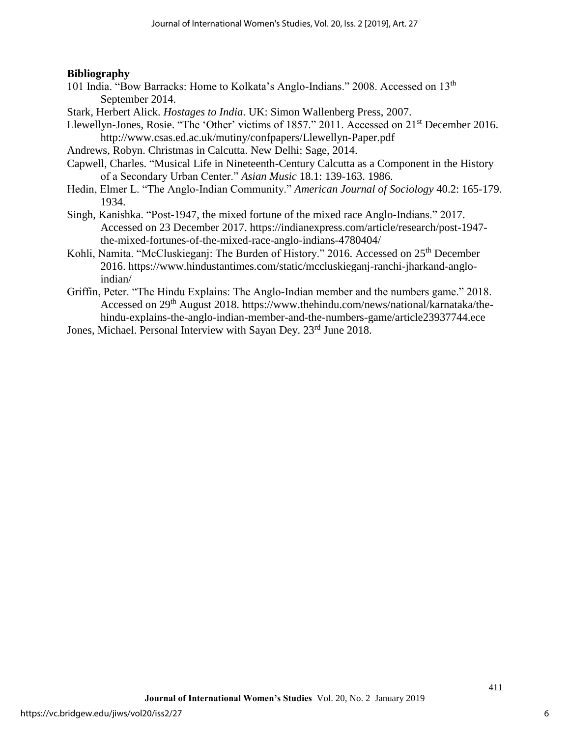## Bibliography

101 India. "Bow Barracks: Home to Kolkata's Anglo-Indians." 2008. Accessed on 13th September 2014.

Stark, Herbert Alick. *Hostages to India*. UK: Simon Wallenberg Press, 2007.

Llewellyn-Jones, Rosie. "The 'Other' victims of 1857." 2011. Accessed on 21st December 2016. http://www.csas.ed.ac.uk/mutiny/confpapers/Llewellyn-Paper.pdf

Andrews, Robyn. Christmas in Calcutta. New Delhi: Sage, 2014.

Capwell, Charles. "Musical Life in Nineteenth-Century Calcutta as a Component in the History of a Secondary Urban Center." *Asian Music* 18.1: 139-163. 1986.

Hedin, Elmer L. "The Anglo-Indian Community." *American Journal of Sociology* 40.2: 165-179. 1934.

Singh, Kanishka. "Post-1947, the mixed fortune of the mixed race Anglo-Indians." 2017. Accessed on 23 December 2017. https://indianexpress.com/article/research/post-1947-the-mixed-fortunes-of-the-mixed-race-anglo-indians-4780404/

Kohli, Namita. "McCluskieganj: The Burden of History." 2016. Accessed on 25th December 2016. https://www.hindustantimes.com/static/mccluskieganj-ranchi-jharkand-anglo-indian/

Griffin, Peter. "The Hindu Explains: The Anglo-Indian member and the numbers game." 2018. Accessed on 29th August 2018. https://www.thehindu.com/news/national/karnataka/the-hindu-explains-the-anglo-indian-member-and-the-numbers-game/article23937744.ece

Jones, Michael. Personal Interview with Sayan Dey. 23rd June 2018.